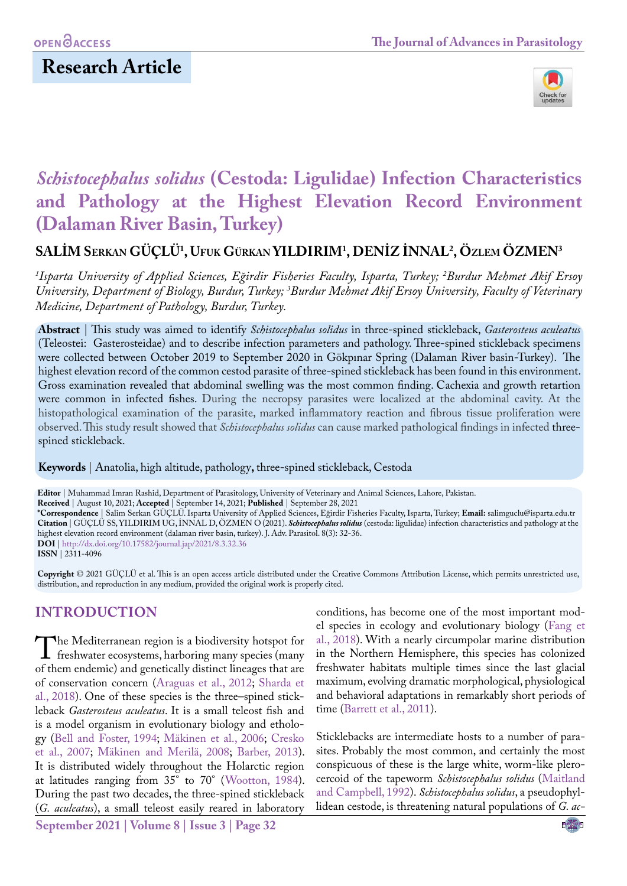OPEN ACCESS

## Research Article

# *Schistocephalus solidus* (Cestoda: Ligulidae) Infection Characteristics and Pathology at the Highest Elevation Record Environment (Dalaman River Basin, Turkey)

**SALİM SERKAN GÜÇLÜ[1], UFUK GÜRKAN YILDIRIM[1], DENİZ İNNAL[2], ÖZLEM ÖZMEN[3]**

*[1]Isparta University of Applied Sciences, Eğirdir Fisheries Faculty, Isparta, Turkey; [2]Burdur Mehmet Akif Ersoy University, Department of Biology, Burdur, Turkey; [3]Burdur Mehmet Akif Ersoy University, Faculty of Veterinary Medicine, Department of Pathology, Burdur, Turkey.*

**Abstract** | This study was aimed to identify *Schistocephalus solidus* in three-spined stickleback, *Gasterosteus aculeatus* (Teleostei: Gasterosteidae) and to describe infection parameters and pathology. Three-spined stickleback specimens were collected between October 2019 to September 2020 in Gökpınar Spring (Dalaman River basin-Turkey). The highest elevation record of the common cestod parasite of three-spined stickleback has been found in this environment. Gross examination revealed that abdominal swelling was the most common finding. Cachexia and growth retartion were common in infected fishes. During the necropsy parasites were localized at the abdominal cavity. At the histopathological examination of the parasite, marked inflammatory reaction and fibrous tissue proliferation were observed. This study result showed that *Schistocephalus solidus* can cause marked pathological findings in infected three-spined stickleback.

**Keywords** | Anatolia, high altitude, pathology, three-spined stickleback, Cestoda

**Editor** | Muhammad Imran Rashid, Department of Parasitology, University of Veterinary and Animal Sciences, Lahore, Pakistan.
**Received** | August 10, 2021; **Accepted** | September 14, 2021; **Published** | September 28, 2021
***Correspondence** | Salim Serkan GÜÇLÜ. Isparta University of Applied Sciences, Eğirdir Fisheries Faculty, Isparta, Turkey; **Email:** salimguclu@isparta.edu.tr
**Citation** | GÜÇLÜ SS, YILDIRIM UG, İNNAL D, ÖZMEN O (2021). ***Schistocephalus solidus*** (cestoda: ligulidae) infection characteristics and pathology at the highest elevation record environment (dalaman river basin, turkey). J. Adv. Parasitol. 8(3): 32-36.
**DOI** | http://dx.doi.org/10.17582/journal.jap/2021/8.3.32.36
**ISSN** | 2311-4096

**Copyright** © 2021 GÜÇLÜ et al. This is an open access article distributed under the Creative Commons Attribution License, which permits unrestricted use, distribution, and reproduction in any medium, provided the original work is properly cited.

## INTRODUCTION

The Mediterranean region is a biodiversity hotspot for freshwater ecosystems, harboring many species (many of them endemic) and genetically distinct lineages that are of conservation concern (Araguas et al., 2012; Sharda et al., 2018). One of these species is the three–spined stickleback *Gasterosteus aculeatus*. It is a small teleost fish and is a model organism in evolutionary biology and ethology (Bell and Foster, 1994; Mäkinen et al., 2006; Cresko et al., 2007; Mäkinen and Merilä, 2008; Barber, 2013). It is distributed widely throughout the Holarctic region at latitudes ranging from 35° to 70° (Wootton, 1984). During the past two decades, the three-spined stickleback (*G. aculeatus*), a small teleost easily reared in laboratory conditions, has become one of the most important model species in ecology and evolutionary biology (Fang et al., 2018). With a nearly circumpolar marine distribution in the Northern Hemisphere, this species has colonized freshwater habitats multiple times since the last glacial maximum, evolving dramatic morphological, physiological and behavioral adaptations in remarkably short periods of time (Barrett et al., 2011).

Sticklebacks are intermediate hosts to a number of parasites. Probably the most common, and certainly the most conspicuous of these is the large white, worm-like plerocercoid of the tapeworm *Schistocephalus solidus* (Maitland and Campbell, 1992). *Schistocephalus solidus*, a pseudophyllidean cestode, is threatening natural populations of *G. ac-*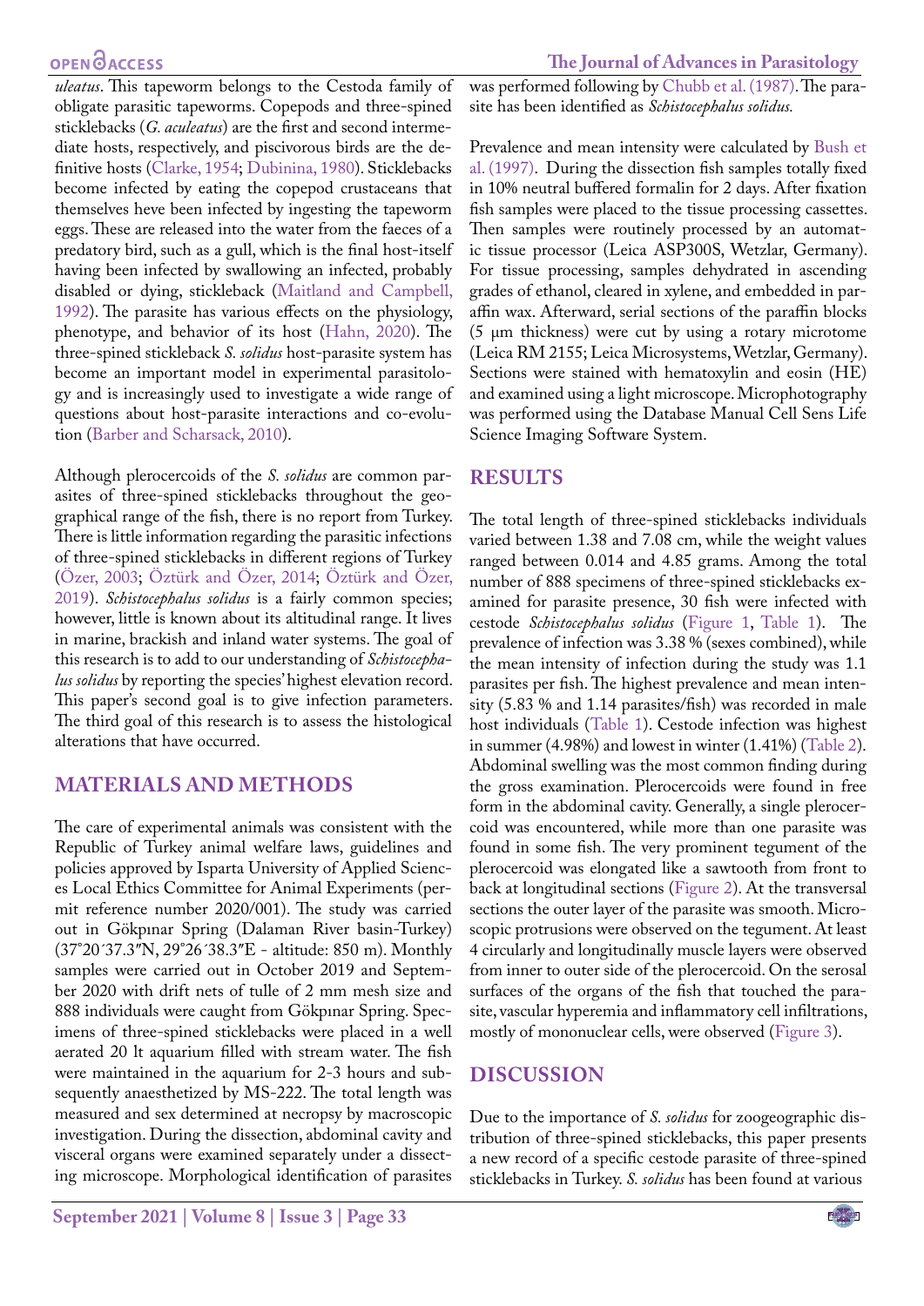*uleatus*. This tapeworm belongs to the Cestoda family of obligate parasitic tapeworms. Copepods and three-spined sticklebacks (*G. aculeatus*) are the first and second intermediate hosts, respectively, and piscivorous birds are the definitive hosts (Clarke, 1954; Dubinina, 1980). Sticklebacks become infected by eating the copepod crustaceans that themselves heve been infected by ingesting the tapeworm eggs. These are released into the water from the faeces of a predatory bird, such as a gull, which is the final host-itself having been infected by swallowing an infected, probably disabled or dying, stickleback (Maitland and Campbell, 1992). The parasite has various effects on the physiology, phenotype, and behavior of its host (Hahn, 2020). The three-spined stickleback *S. solidus* host-parasite system has become an important model in experimental parasitology and is increasingly used to investigate a wide range of questions about host-parasite interactions and co-evolution (Barber and Scharsack, 2010).

Although plerocercoids of the *S. solidus* are common parasites of three-spined sticklebacks throughout the geographical range of the fish, there is no report from Turkey. There is little information regarding the parasitic infections of three-spined sticklebacks in different regions of Turkey (Özer, 2003; Öztürk and Özer, 2014; Öztürk and Özer, 2019). *Schistocephalus solidus* is a fairly common species; however, little is known about its altitudinal range. It lives in marine, brackish and inland water systems. The goal of this research is to add to our understanding of *Schistocephalus solidus* by reporting the species' highest elevation record. This paper's second goal is to give infection parameters. The third goal of this research is to assess the histological alterations that have occurred.

## MATERIALS AND METHODS

The care of experimental animals was consistent with the Republic of Turkey animal welfare laws, guidelines and policies approved by Isparta University of Applied Sciences Local Ethics Committee for Animal Experiments (permit reference number 2020/001). The study was carried out in Gökpınar Spring (Dalaman River basin-Turkey) (37°20´37.3″N, 29°26´38.3″E - altitude: 850 m). Monthly samples were carried out in October 2019 and September 2020 with drift nets of tulle of 2 mm mesh size and 888 individuals were caught from Gökpınar Spring. Specimens of three-spined sticklebacks were placed in a well aerated 20 lt aquarium filled with stream water. The fish were maintained in the aquarium for 2-3 hours and subsequently anaesthetized by MS-222. The total length was measured and sex determined at necropsy by macroscopic investigation. During the dissection, abdominal cavity and visceral organs were examined separately under a dissecting microscope. Morphological identification of parasites was performed following by Chubb et al. (1987). The parasite has been identified as *Schistocephalus solidus.*

Prevalence and mean intensity were calculated by Bush et al. (1997). During the dissection fish samples totally fixed in 10% neutral buffered formalin for 2 days. After fixation fish samples were placed to the tissue processing cassettes. Then samples were routinely processed by an automatic tissue processor (Leica ASP300S, Wetzlar, Germany). For tissue processing, samples dehydrated in ascending grades of ethanol, cleared in xylene, and embedded in paraffin wax. Afterward, serial sections of the paraffin blocks (5 µm thickness) were cut by using a rotary microtome (Leica RM 2155; Leica Microsystems, Wetzlar, Germany). Sections were stained with hematoxylin and eosin (HE) and examined using a light microscope. Microphotography was performed using the Database Manual Cell Sens Life Science Imaging Software System.

## RESULTS

The total length of three-spined sticklebacks individuals varied between 1.38 and 7.08 cm, while the weight values ranged between 0.014 and 4.85 grams. Among the total number of 888 specimens of three-spined sticklebacks examined for parasite presence, 30 fish were infected with cestode *Schistocephalus solidus* (Figure 1, Table 1). The prevalence of infection was 3.38 % (sexes combined), while the mean intensity of infection during the study was 1.1 parasites per fish. The highest prevalence and mean intensity (5.83 % and 1.14 parasites/fish) was recorded in male host individuals (Table 1). Cestode infection was highest in summer (4.98%) and lowest in winter (1.41%) (Table 2). Abdominal swelling was the most common finding during the gross examination. Plerocercoids were found in free form in the abdominal cavity. Generally, a single plerocercoid was encountered, while more than one parasite was found in some fish. The very prominent tegument of the plerocercoid was elongated like a sawtooth from front to back at longitudinal sections (Figure 2). At the transversal sections the outer layer of the parasite was smooth. Microscopic protrusions were observed on the tegument. At least 4 circularly and longitudinally muscle layers were observed from inner to outer side of the plerocercoid. On the serosal surfaces of the organs of the fish that touched the parasite, vascular hyperemia and inflammatory cell infiltrations, mostly of mononuclear cells, were observed (Figure 3).

## DISCUSSION

Due to the importance of *S. solidus* for zoogeographic distribution of three-spined sticklebacks, this paper presents a new record of a specific cestode parasite of three-spined sticklebacks in Turkey. *S. solidus* has been found at various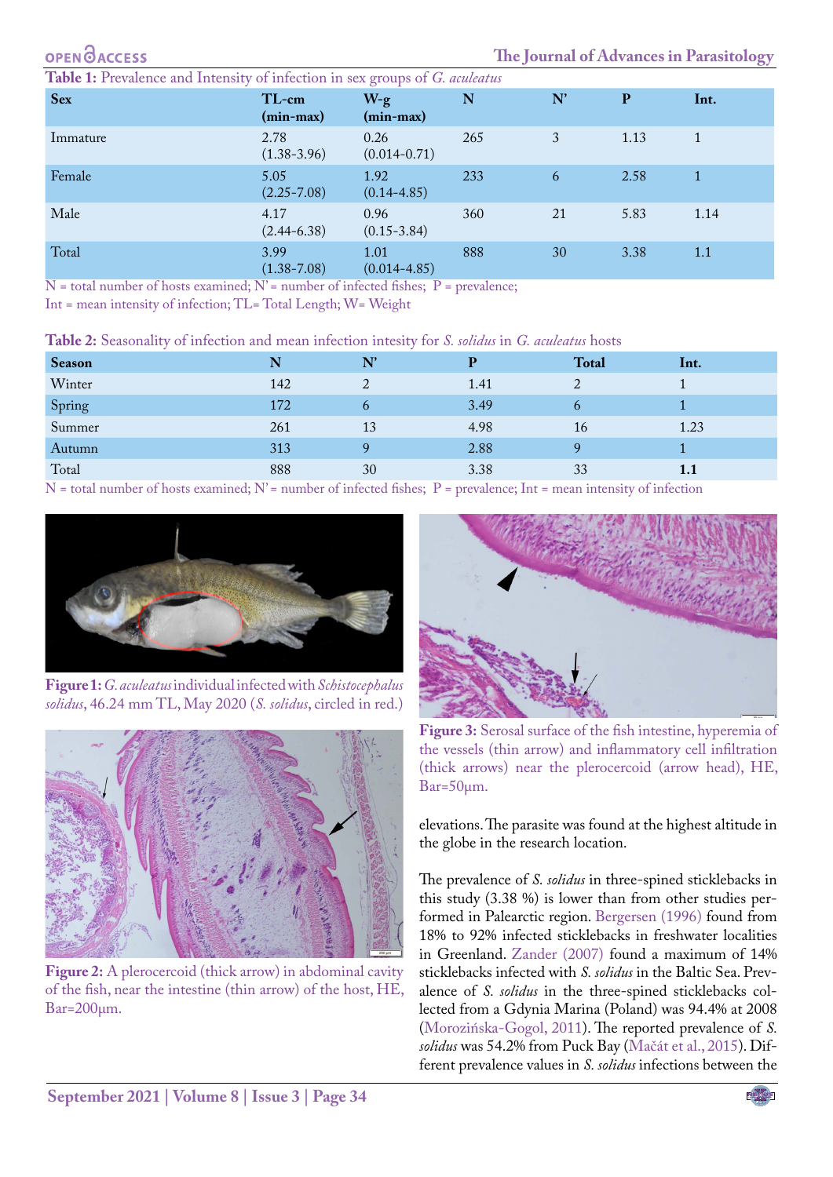**Table 1:** Prevalence and Intensity of infection in sex groups of *G. aculeatus*

| Sex | TL-cm (min-max) | W-g (min-max) | N | N' | P | Int. |
|---|---|---|---|---|---|---|
| Immature | 2.78 (1.38-3.96) | 0.26 (0.014-0.71) | 265 | 3 | 1.13 | 1 |
| Female | 5.05 (2.25-7.08) | 1.92 (0.14-4.85) | 233 | 6 | 2.58 | 1 |
| Male | 4.17 (2.44-6.38) | 0.96 (0.15-3.84) | 360 | 21 | 5.83 | 1.14 |
| Total | 3.99 (1.38-7.08) | 1.01 (0.014-4.85) | 888 | 30 | 3.38 | 1.1 |

N = total number of hosts examined; N' = number of infected fishes; P = prevalence; Int = mean intensity of infection; TL= Total Length; W= Weight

**Table 2:** Seasonality of infection and mean infection intesity for *S. solidus* in *G. aculeatus* hosts

| Season | N | N' | P | Total | Int. |
|---|---|---|---|---|---|
| Winter | 142 | 2 | 1.41 | 2 | 1 |
| Spring | 172 | 6 | 3.49 | 6 | 1 |
| Summer | 261 | 13 | 4.98 | 16 | 1.23 |
| Autumn | 313 | 9 | 2.88 | 9 | 1 |
| Total | 888 | 30 | 3.38 | 33 | **1.1** |

N = total number of hosts examined; N' = number of infected fishes; P = prevalence; Int = mean intensity of infection

**Figure 1:** *G. aculeatus* individual infected with *Schistocephalus solidus*, 46.24 mm TL, May 2020 (*S. solidus*, circled in red.)

**Figure 2:** A plerocercoid (thick arrow) in abdominal cavity of the fish, near the intestine (thin arrow) of the host, HE, Bar=200µm.

**Figure 3:** Serosal surface of the fish intestine, hyperemia of the vessels (thin arrow) and inflammatory cell infiltration (thick arrows) near the plerocercoid (arrow head), HE, Bar=50µm.

elevations. The parasite was found at the highest altitude in the globe in the research location.

The prevalence of *S. solidus* in three-spined sticklebacks in this study (3.38 %) is lower than from other studies performed in Palearctic region. Bergersen (1996) found from 18% to 92% infected sticklebacks in freshwater localities in Greenland. Zander (2007) found a maximum of 14% sticklebacks infected with *S. solidus* in the Baltic Sea. Prevalence of *S. solidus* in the three-spined sticklebacks collected from a Gdynia Marina (Poland) was 94.4% at 2008 (Morozińska-Gogol, 2011). The reported prevalence of *S. solidus* was 54.2% from Puck Bay (Mačát et al., 2015). Different prevalence values in *S. solidus* infections between the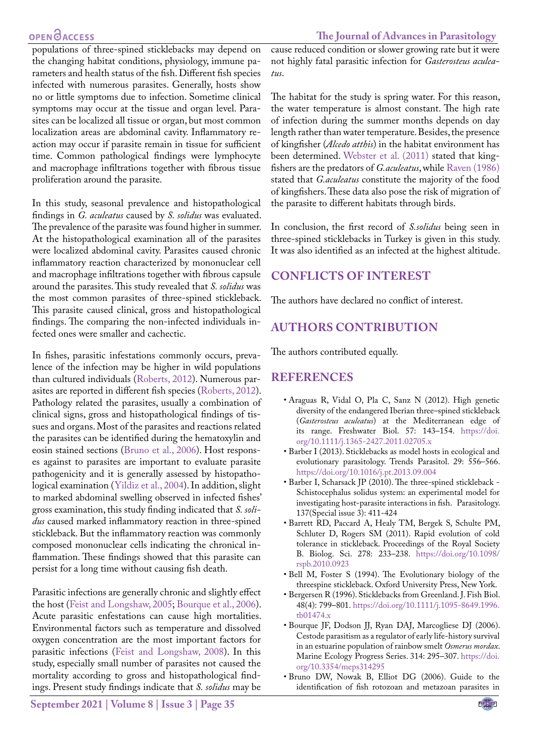populations of three-spined sticklebacks may depend on the changing habitat conditions, physiology, immune parameters and health status of the fish. Different fish species infected with numerous parasites. Generally, hosts show no or little symptoms due to infection. Sometime clinical symptoms may occur at the tissue and organ level. Parasites can be localized all tissue or organ, but most common localization areas are abdominal cavity. Inflammatory reaction may occur if parasite remain in tissue for sufficient time. Common pathological findings were lymphocyte and macrophage infiltrations together with fibrous tissue proliferation around the parasite.

In this study, seasonal prevalence and histopathological findings in *G. aculeatus* caused by *S. solidus* was evaluated. The prevalence of the parasite was found higher in summer. At the histopathological examination all of the parasites were localized abdominal cavity. Parasites caused chronic inflammatory reaction characterized by mononuclear cell and macrophage infiltrations together with fibrous capsule around the parasites. This study revealed that *S. solidus* was the most common parasites of three-spined stickleback. This parasite caused clinical, gross and histopathological findings. The comparing the non-infected individuals infected ones were smaller and cachectic.

In fishes, parasitic infestations commonly occurs, prevalence of the infection may be higher in wild populations than cultured individuals (Roberts, 2012). Numerous parasites are reported in different fish species (Roberts, 2012). Pathology related the parasites, usually a combination of clinical signs, gross and histopathological findings of tissues and organs. Most of the parasites and reactions related the parasites can be identified during the hematoxylin and eosin stained sections (Bruno et al., 2006). Host responses against to parasites are important to evaluate parasite pathogenicity and it is generally assessed by histopathological examination (Yildiz et al., 2004). In addition, slight to marked abdominal swelling observed in infected fishes' gross examination, this study finding indicated that *S. solidus* caused marked inflammatory reaction in three-spined stickleback. But the inflammatory reaction was commonly composed mononuclear cells indicating the chronical inflammation. These findings showed that this parasite can persist for a long time without causing fish death.

Parasitic infections are generally chronic and slightly effect the host (Feist and Longshaw, 2005; Bourque et al., 2006). Acute parasitic enfestations can cause high mortalities. Environmental factors such as temperature and dissolved oxygen concentration are the most important factors for parasitic infections (Feist and Longshaw, 2008). In this study, especially small number of parasites not caused the mortality according to gross and histopathological findings. Present study findings indicate that *S. solidus* may be cause reduced condition or slower growing rate but it were not highly fatal parasitic infection for *Gasterosteus aculeatus*.

The habitat for the study is spring water. For this reason, the water temperature is almost constant. The high rate of infection during the summer months depends on day length rather than water temperature. Besides, the presence of kingfisher (*Alcedo atthis*) in the habitat environment has been determined. Webster et al. (2011) stated that kingfishers are the predators of *G.aculeatus*, while Raven (1986) stated that *G.aculeatus* constitute the majority of the food of kingfishers. These data also pose the risk of migration of the parasite to different habitats through birds.

In conclusion, the first record of *S.solidus* being seen in three-spined sticklebacks in Turkey is given in this study. It was also identified as an infected at the highest altitude.

## CONFLICTS OF INTEREST

The authors have declared no conflict of interest.

## AUTHORS CONTRIBUTION

The authors contributed equally.

## REFERENCES

- Araguas R, Vidal O, Pla C, Sanz N (2012). High genetic diversity of the endangered Iberian three–spined stickleback (*Gasterosteus aculeatus*) at the Mediterranean edge of its range. Freshwater Biol. 57: 143–154. https://doi.org/10.1111/j.1365-2427.2011.02705.x
- Barber I (2013). Sticklebacks as model hosts in ecological and evolutionary parasitology. Trends Parasitol. 29: 556–566. https://doi.org/10.1016/j.pt.2013.09.004
- Barber I, Scharsack JP (2010). The three-spined stickleback - Schistocephalus solidus system: an experimental model for investigating host-parasite interactions in fish. Parasitology. 137(Special issue 3): 411-424
- Barrett RD, Paccard A, Healy TM, Bergek S, Schulte PM, Schluter D, Rogers SM (2011). Rapid evolution of cold tolerance in stickleback. Proceedings of the Royal Society B. Biolog. Sci. 278: 233–238. https://doi.org/10.1098/rspb.2010.0923
- Bell M, Foster S (1994). The Evolutionary biology of the threespine stickleback. Oxford University Press, New York.
- Bergersen R (1996). Sticklebacks from Greenland. J. Fish Biol. 48(4): 799–801. https://doi.org/10.1111/j.1095-8649.1996.tb01474.x
- Bourque JF, Dodson JJ, Ryan DAJ, Marcogliese DJ (2006). Cestode parasitism as a regulator of early life-history survival in an estuarine population of rainbow smelt *Osmerus mordax*. Marine Ecology Progress Series. 314: 295–307. https://doi.org/10.3354/meps314295
- Bruno DW, Nowak B, Elliot DG (2006). Guide to the identification of fish rotozoan and metazoan parasites in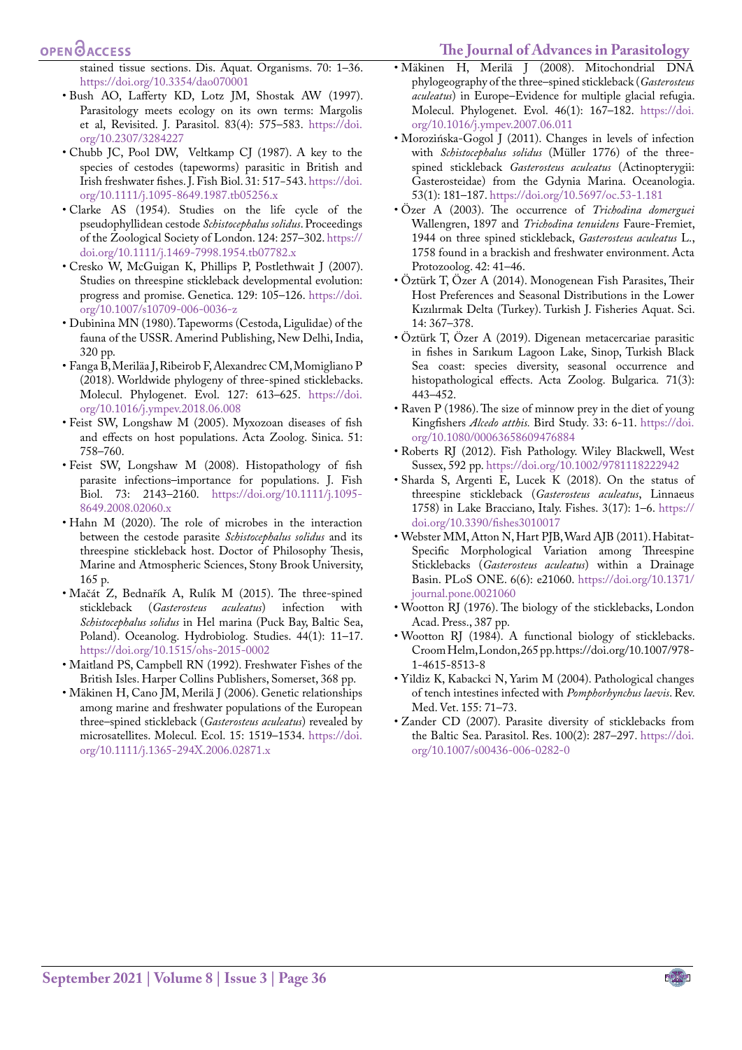stained tissue sections. Dis. Aquat. Organisms. 70: 1–36. https://doi.org/10.3354/dao070001

- Bush AO, Lafferty KD, Lotz JM, Shostak AW (1997). Parasitology meets ecology on its own terms: Margolis et al, Revisited. J. Parasitol. 83(4): 575–583. https://doi.org/10.2307/3284227
- Chubb JC, Pool DW, Veltkamp CJ (1987). A key to the species of cestodes (tapeworms) parasitic in British and Irish freshwater fishes. J. Fish Biol. 31: 517–543. https://doi.org/10.1111/j.1095-8649.1987.tb05256.x
- Clarke AS (1954). Studies on the life cycle of the pseudophyllidean cestode *Schistocephalus solidus*. Proceedings of the Zoological Society of London. 124: 257–302. https://doi.org/10.1111/j.1469-7998.1954.tb07782.x
- Cresko W, McGuigan K, Phillips P, Postlethwait J (2007). Studies on threespine stickleback developmental evolution: progress and promise. Genetica. 129: 105–126. https://doi.org/10.1007/s10709-006-0036-z
- Dubinina MN (1980). Tapeworms (Cestoda, Ligulidae) of the fauna of the USSR. Amerind Publishing, New Delhi, India, 320 pp.
- Fanga B, Meriläa J, Ribeirof F, Alexandrec CM, Momigliano P (2018). Worldwide phylogeny of three-spined sticklebacks. Molecul. Phylogenet. Evol. 127: 613–625. https://doi.org/10.1016/j.ympev.2018.06.008
- Feist SW, Longshaw M (2005). Myxozoan diseases of fish and effects on host populations. Acta Zoolog. Sinica. 51: 758–760.
- Feist SW, Longshaw M (2008). Histopathology of fish parasite infections–importance for populations. J. Fish Biol. 73: 2143–2160. https://doi.org/10.1111/j.1095-8649.2008.02060.x
- Hahn M (2020). The role of microbes in the interaction between the cestode parasite *Schistocephalus solidus* and its threespine stickleback host. Doctor of Philosophy Thesis, Marine and Atmospheric Sciences, Stony Brook University, 165 p.
- Mačát Z, Bednařík A, Rulík M (2015). The three-spined stickleback (*Gasterosteus aculeatus*) infection with *Schistocephalus solidus* in Hel marina (Puck Bay, Baltic Sea, Poland). Oceanolog. Hydrobiolog. Studies. 44(1): 11–17. https://doi.org/10.1515/ohs-2015-0002
- Maitland PS, Campbell RN (1992). Freshwater Fishes of the British Isles. Harper Collins Publishers, Somerset, 368 pp.
- Mäkinen H, Cano JM, Merilä J (2006). Genetic relationships among marine and freshwater populations of the European three–spined stickleback (*Gasterosteus aculeatus*) revealed by microsatellites. Molecul. Ecol. 15: 1519–1534. https://doi.org/10.1111/j.1365-294X.2006.02871.x
- Mäkinen H, Merilä J (2008). Mitochondrial DNA phylogeography of the three–spined stickleback (*Gasterosteus aculeatus*) in Europe–Evidence for multiple glacial refugia. Molecul. Phylogenet. Evol. 46(1): 167–182. https://doi.org/10.1016/j.ympev.2007.06.011
- Morozińska-Gogol J (2011). Changes in levels of infection with *Schistocephalus solidus* (Müller 1776) of the three-spined stickleback *Gasterosteus aculeatus* (Actinopterygii: Gasterosteidae) from the Gdynia Marina. Oceanologia. 53(1): 181–187. https://doi.org/10.5697/oc.53-1-181
- Özer A (2003). The occurrence of *Trichodina domerguei* Wallengren, 1897 and *Trichodina tenuidens* Faure-Fremiet, 1944 on three spined stickleback, *Gasterosteus aculeatus* L., 1758 found in a brackish and freshwater environment. Acta Protozoolog. 42: 41–46.
- Öztürk T, Özer A (2014). Monogenean Fish Parasites, Their Host Preferences and Seasonal Distributions in the Lower Kızılırmak Delta (Turkey). Turkish J. Fisheries Aquat. Sci. 14: 367–378.
- Öztürk T, Özer A (2019). Digenean metacercariae parasitic in fishes in Sarıkum Lagoon Lake, Sinop, Turkish Black Sea coast: species diversity, seasonal occurrence and histopathological effects. Acta Zoolog. Bulgarica. 71(3): 443–452.
- Raven P (1986). The size of minnow prey in the diet of young Kingfishers *Alcedo atthis*. Bird Study. 33: 6-11. https://doi.org/10.1080/00063658609476884
- Roberts RJ (2012). Fish Pathology. Wiley Blackwell, West Sussex, 592 pp. https://doi.org/10.1002/9781118222942
- Sharda S, Argenti E, Lucek K (2018). On the status of threespine stickleback (*Gasterosteus aculeatus*, Linnaeus 1758) in Lake Bracciano, Italy. Fishes. 3(17): 1–6. https://doi.org/10.3390/fishes3010017
- Webster MM, Atton N, Hart PJB, Ward AJB (2011). Habitat-Specific Morphological Variation among Threespine Sticklebacks (*Gasterosteus aculeatus*) within a Drainage Basin. PLoS ONE. 6(6): e21060. https://doi.org/10.1371/journal.pone.0021060
- Wootton RJ (1976). The biology of the sticklebacks, London Acad. Press., 387 pp.
- Wootton RJ (1984). A functional biology of sticklebacks. Croom Helm, London, 265 pp. https://doi.org/10.1007/978-1-4615-8513-8
- Yildiz K, Kabackci N, Yarim M (2004). Pathological changes of tench intestines infected with *Pomphorhynchus laevis*. Rev. Med. Vet. 155: 71–73.
- Zander CD (2007). Parasite diversity of sticklebacks from the Baltic Sea. Parasitol. Res. 100(2): 287–297. https://doi.org/10.1007/s00436-006-0282-0